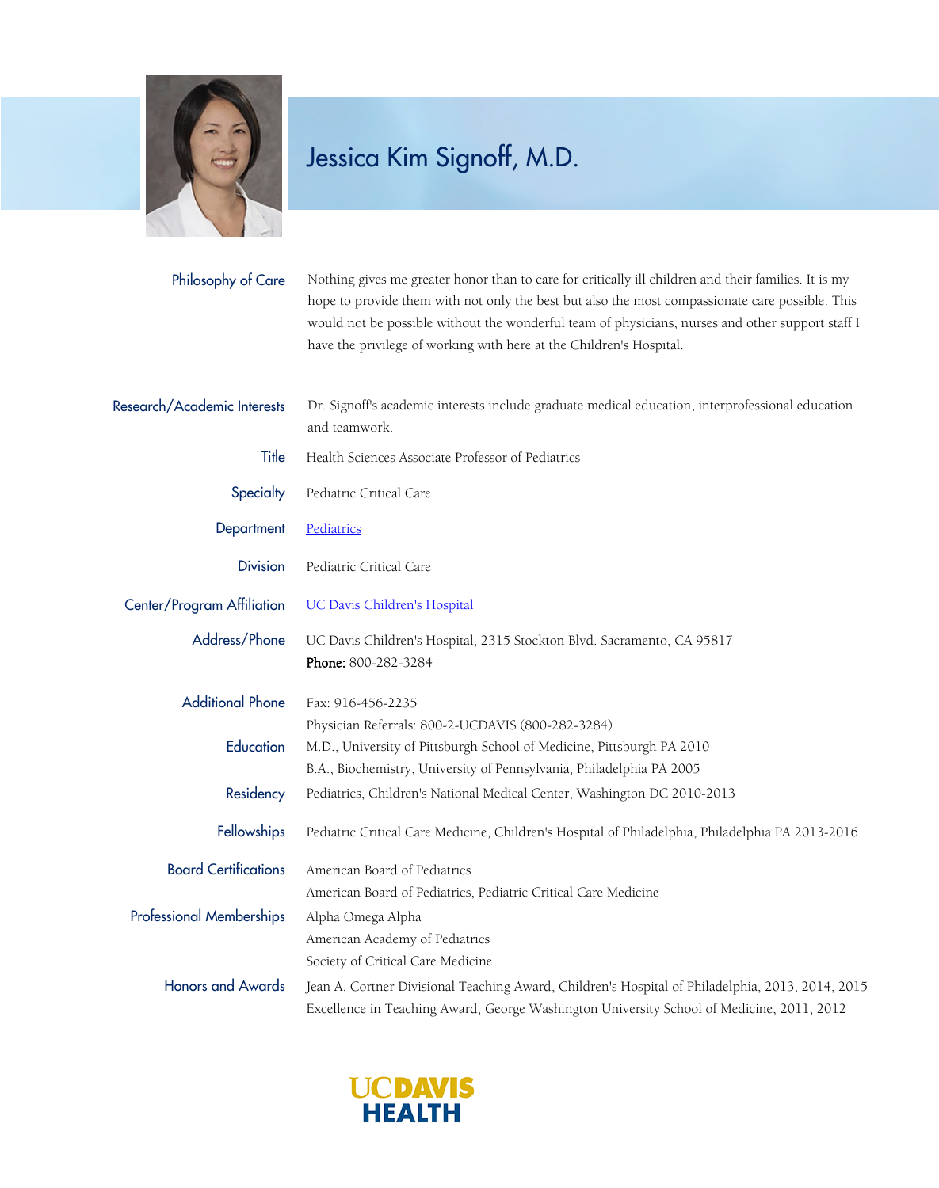# Jessica Kim Signoff, M.D.

**Philosophy of Care**

Nothing gives me greater honor than to care for critically ill children and their families. It is my hope to provide them with not only the best but also the most compassionate care possible. This would not be possible without the wonderful team of physicians, nurses and other support staff I have the privilege of working with here at the Children's Hospital.

**Research/Academic Interests**

Dr. Signoff's academic interests include graduate medical education, interprofessional education and teamwork.

**Title**

Health Sciences Associate Professor of Pediatrics

**Specialty**

Pediatric Critical Care

**Department**

Pediatrics

**Division**

Pediatric Critical Care

**Center/Program Affiliation**

UC Davis Children's Hospital

**Address/Phone**

UC Davis Children's Hospital, 2315 Stockton Blvd. Sacramento, CA 95817
**Phone:** 800-282-3284

**Additional Phone**

Fax: 916-456-2235
Physician Referrals: 800-2-UCDAVIS (800-282-3284)

**Education**

M.D., University of Pittsburgh School of Medicine, Pittsburgh PA 2010
B.A., Biochemistry, University of Pennsylvania, Philadelphia PA 2005

**Residency**

Pediatrics, Children's National Medical Center, Washington DC 2010-2013

**Fellowships**

Pediatric Critical Care Medicine, Children's Hospital of Philadelphia, Philadelphia PA 2013-2016

**Board Certifications**

American Board of Pediatrics
American Board of Pediatrics, Pediatric Critical Care Medicine

**Professional Memberships**

Alpha Omega Alpha
American Academy of Pediatrics
Society of Critical Care Medicine

**Honors and Awards**

Jean A. Cortner Divisional Teaching Award, Children's Hospital of Philadelphia, 2013, 2014, 2015
Excellence in Teaching Award, George Washington University School of Medicine, 2011, 2012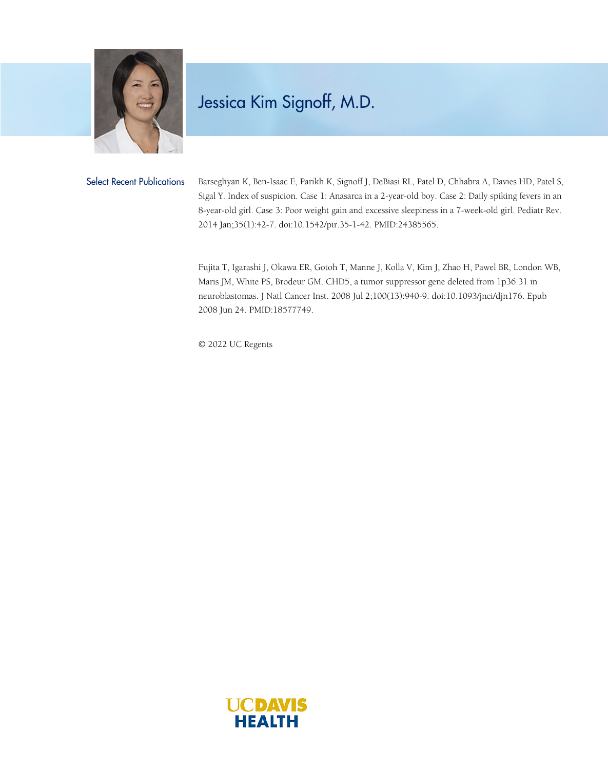# Jessica Kim Signoff, M.D.

## Select Recent Publications

Barseghyan K, Ben-Isaac E, Parikh K, Signoff J, DeBiasi RL, Patel D, Chhabra A, Davies HD, Patel S, Sigal Y. Index of suspicion. Case 1: Anasarca in a 2-year-old boy. Case 2: Daily spiking fevers in an 8-year-old girl. Case 3: Poor weight gain and excessive sleepiness in a 7-week-old girl. Pediatr Rev. 2014 Jan;35(1):42-7. doi:10.1542/pir.35-1-42. PMID:24385565.

Fujita T, Igarashi J, Okawa ER, Gotoh T, Manne J, Kolla V, Kim J, Zhao H, Pawel BR, London WB, Maris JM, White PS, Brodeur GM. CHD5, a tumor suppressor gene deleted from 1p36.31 in neuroblastomas. J Natl Cancer Inst. 2008 Jul 2;100(13):940-9. doi:10.1093/jnci/djn176. Epub 2008 Jun 24. PMID:18577749.

© 2022 UC Regents

UC DAVIS HEALTH